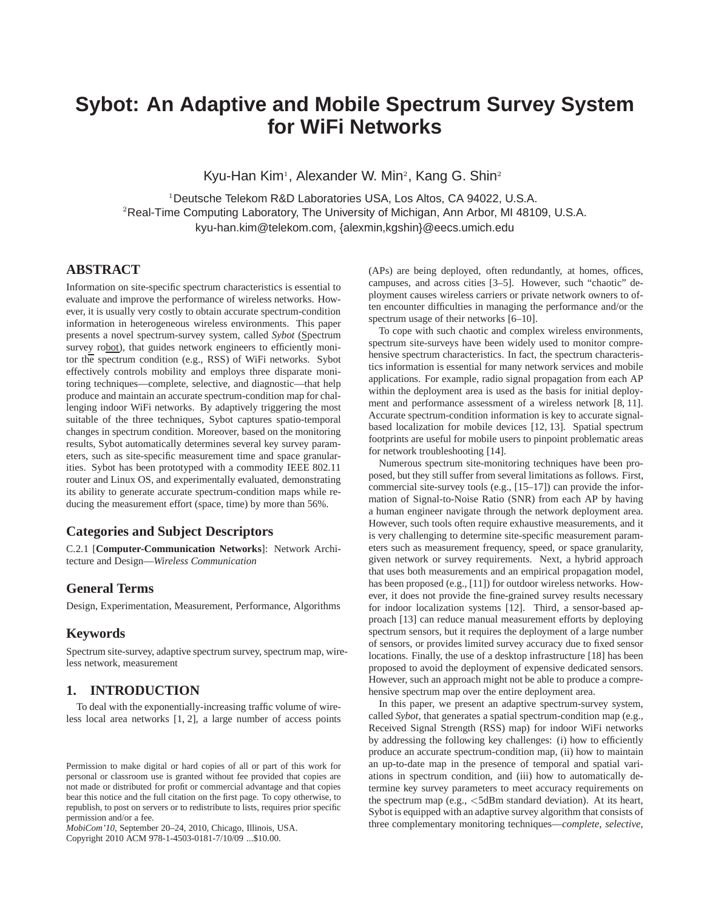# Sybot: An Adaptive and Mobile Spectrum Survey System for WiFi Networks

Kyu-Han Kim[1], Alexander W. Min[2], Kang G. Shin[2]

[1]Deutsche Telekom R&D Laboratories USA, Los Altos, CA 94022, U.S.A.
[2]Real-Time Computing Laboratory, The University of Michigan, Ann Arbor, MI 48109, U.S.A.
kyu-han.kim@telekom.com, {alexmin,kgshin}@eecs.umich.edu

## ABSTRACT

Information on site-specific spectrum characteristics is essential to evaluate and improve the performance of wireless networks. However, it is usually very costly to obtain accurate spectrum-condition information in heterogeneous wireless environments. This paper presents a novel spectrum-survey system, called *Sybot* (Spectrum survey robot), that guides network engineers to efficiently monitor the spectrum condition (e.g., RSS) of WiFi networks. Sybot effectively controls mobility and employs three disparate monitoring techniques—complete, selective, and diagnostic—that help produce and maintain an accurate spectrum-condition map for challenging indoor WiFi networks. By adaptively triggering the most suitable of the three techniques, Sybot captures spatio-temporal changes in spectrum condition. Moreover, based on the monitoring results, Sybot automatically determines several key survey parameters, such as site-specific measurement time and space granularities. Sybot has been prototyped with a commodity IEEE 802.11 router and Linux OS, and experimentally evaluated, demonstrating its ability to generate accurate spectrum-condition maps while reducing the measurement effort (space, time) by more than 56%.

## Categories and Subject Descriptors

C.2.1 [**Computer-Communication Networks**]: Network Architecture and Design—*Wireless Communication*

## General Terms

Design, Experimentation, Measurement, Performance, Algorithms

## Keywords

Spectrum site-survey, adaptive spectrum survey, spectrum map, wireless network, measurement

## 1. INTRODUCTION

To deal with the exponentially-increasing traffic volume of wireless local area networks [1, 2], a large number of access points (APs) are being deployed, often redundantly, at homes, offices, campuses, and across cities [3–5]. However, such "chaotic" deployment causes wireless carriers or private network owners to often encounter difficulties in managing the performance and/or the spectrum usage of their networks [6–10].

To cope with such chaotic and complex wireless environments, spectrum site-surveys have been widely used to monitor comprehensive spectrum characteristics. In fact, the spectrum characteristics information is essential for many network services and mobile applications. For example, radio signal propagation from each AP within the deployment area is used as the basis for initial deployment and performance assessment of a wireless network [8, 11]. Accurate spectrum-condition information is key to accurate signal-based localization for mobile devices [12, 13]. Spatial spectrum footprints are useful for mobile users to pinpoint problematic areas for network troubleshooting [14].

Numerous spectrum site-monitoring techniques have been proposed, but they still suffer from several limitations as follows. First, commercial site-survey tools (e.g., [15–17]) can provide the information of Signal-to-Noise Ratio (SNR) from each AP by having a human engineer navigate through the network deployment area. However, such tools often require exhaustive measurements, and it is very challenging to determine site-specific measurement parameters such as measurement frequency, speed, or space granularity, given network or survey requirements. Next, a hybrid approach that uses both measurements and an empirical propagation model, has been proposed (e.g., [11]) for outdoor wireless networks. However, it does not provide the fine-grained survey results necessary for indoor localization systems [12]. Third, a sensor-based approach [13] can reduce manual measurement efforts by deploying spectrum sensors, but it requires the deployment of a large number of sensors, or provides limited survey accuracy due to fixed sensor locations. Finally, the use of a desktop infrastructure [18] has been proposed to avoid the deployment of expensive dedicated sensors. However, such an approach might not be able to produce a comprehensive spectrum map over the entire deployment area.

In this paper, we present an adaptive spectrum-survey system, called *Sybot*, that generates a spatial spectrum-condition map (e.g., Received Signal Strength (RSS) map) for indoor WiFi networks by addressing the following key challenges: (i) how to efficiently produce an accurate spectrum-condition map, (ii) how to maintain an up-to-date map in the presence of temporal and spatial variations in spectrum condition, and (iii) how to automatically determine key survey parameters to meet accuracy requirements on the spectrum map (e.g., <5dBm standard deviation). At its heart, Sybot is equipped with an adaptive survey algorithm that consists of three complementary monitoring techniques—*complete*, *selective*,

Permission to make digital or hard copies of all or part of this work for personal or classroom use is granted without fee provided that copies are not made or distributed for profit or commercial advantage and that copies bear this notice and the full citation on the first page. To copy otherwise, to republish, to post on servers or to redistribute to lists, requires prior specific permission and/or a fee.
*MobiCom'10*, September 20–24, 2010, Chicago, Illinois, USA.
Copyright 2010 ACM 978-1-4503-0181-7/10/09 ...$10.00.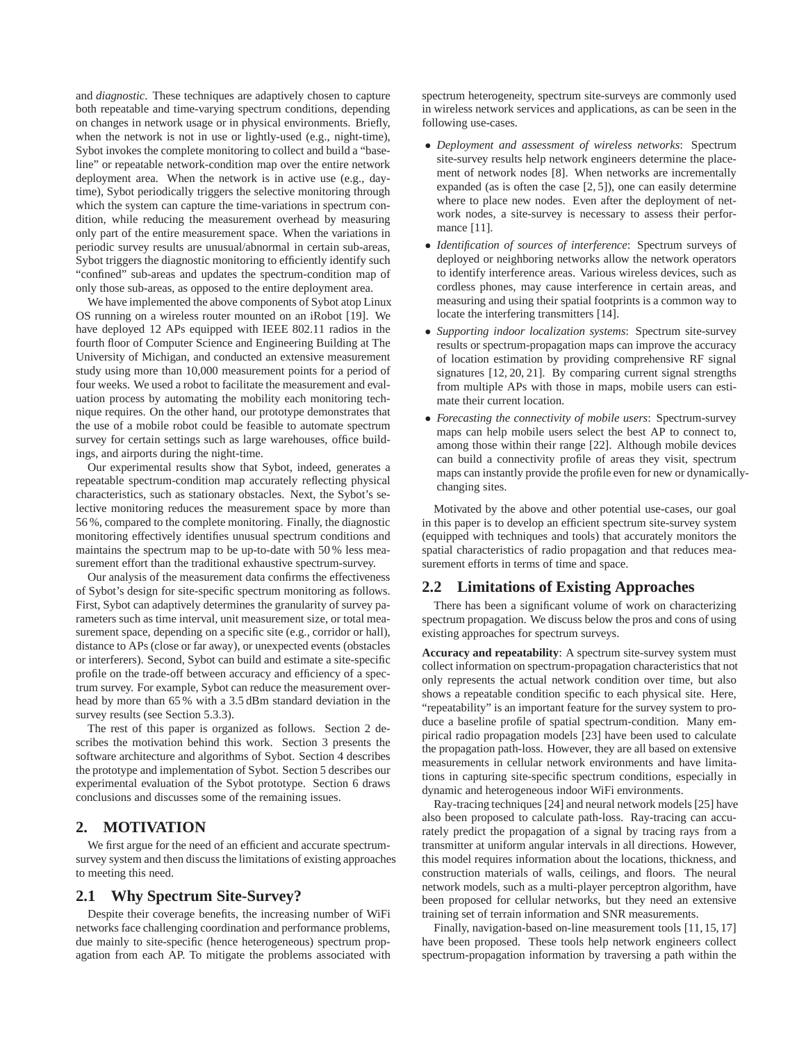and *diagnostic*. These techniques are adaptively chosen to capture both repeatable and time-varying spectrum conditions, depending on changes in network usage or in physical environments. Briefly, when the network is not in use or lightly-used (e.g., night-time), Sybot invokes the complete monitoring to collect and build a "baseline" or repeatable network-condition map over the entire network deployment area. When the network is in active use (e.g., daytime), Sybot periodically triggers the selective monitoring through which the system can capture the time-variations in spectrum condition, while reducing the measurement overhead by measuring only part of the entire measurement space. When the variations in periodic survey results are unusual/abnormal in certain sub-areas, Sybot triggers the diagnostic monitoring to efficiently identify such "confined" sub-areas and updates the spectrum-condition map of only those sub-areas, as opposed to the entire deployment area.

We have implemented the above components of Sybot atop Linux OS running on a wireless router mounted on an iRobot [19]. We have deployed 12 APs equipped with IEEE 802.11 radios in the fourth floor of Computer Science and Engineering Building at The University of Michigan, and conducted an extensive measurement study using more than 10,000 measurement points for a period of four weeks. We used a robot to facilitate the measurement and evaluation process by automating the mobility each monitoring technique requires. On the other hand, our prototype demonstrates that the use of a mobile robot could be feasible to automate spectrum survey for certain settings such as large warehouses, office buildings, and airports during the night-time.

Our experimental results show that Sybot, indeed, generates a repeatable spectrum-condition map accurately reflecting physical characteristics, such as stationary obstacles. Next, the Sybot's selective monitoring reduces the measurement space by more than 56 %, compared to the complete monitoring. Finally, the diagnostic monitoring effectively identifies unusual spectrum conditions and maintains the spectrum map to be up-to-date with 50 % less measurement effort than the traditional exhaustive spectrum-survey.

Our analysis of the measurement data confirms the effectiveness of Sybot's design for site-specific spectrum monitoring as follows. First, Sybot can adaptively determines the granularity of survey parameters such as time interval, unit measurement size, or total measurement space, depending on a specific site (e.g., corridor or hall), distance to APs (close or far away), or unexpected events (obstacles or interferers). Second, Sybot can build and estimate a site-specific profile on the trade-off between accuracy and efficiency of a spectrum survey. For example, Sybot can reduce the measurement overhead by more than 65 % with a 3.5 dBm standard deviation in the survey results (see Section 5.3.3).

The rest of this paper is organized as follows. Section 2 describes the motivation behind this work. Section 3 presents the software architecture and algorithms of Sybot. Section 4 describes the prototype and implementation of Sybot. Section 5 describes our experimental evaluation of the Sybot prototype. Section 6 draws conclusions and discusses some of the remaining issues.

## 2. MOTIVATION

We first argue for the need of an efficient and accurate spectrum-survey system and then discuss the limitations of existing approaches to meeting this need.

### 2.1 Why Spectrum Site-Survey?

Despite their coverage benefits, the increasing number of WiFi networks face challenging coordination and performance problems, due mainly to site-specific (hence heterogeneous) spectrum propagation from each AP. To mitigate the problems associated with spectrum heterogeneity, spectrum site-surveys are commonly used in wireless network services and applications, as can be seen in the following use-cases.

- *Deployment and assessment of wireless networks*: Spectrum site-survey results help network engineers determine the placement of network nodes [8]. When networks are incrementally expanded (as is often the case [2, 5]), one can easily determine where to place new nodes. Even after the deployment of network nodes, a site-survey is necessary to assess their performance [11].
- *Identification of sources of interference*: Spectrum surveys of deployed or neighboring networks allow the network operators to identify interference areas. Various wireless devices, such as cordless phones, may cause interference in certain areas, and measuring and using their spatial footprints is a common way to locate the interfering transmitters [14].
- *Supporting indoor localization systems*: Spectrum site-survey results or spectrum-propagation maps can improve the accuracy of location estimation by providing comprehensive RF signal signatures [12, 20, 21]. By comparing current signal strengths from multiple APs with those in maps, mobile users can estimate their current location.
- *Forecasting the connectivity of mobile users*: Spectrum-survey maps can help mobile users select the best AP to connect to, among those within their range [22]. Although mobile devices can build a connectivity profile of areas they visit, spectrum maps can instantly provide the profile even for new or dynamically-changing sites.

Motivated by the above and other potential use-cases, our goal in this paper is to develop an efficient spectrum site-survey system (equipped with techniques and tools) that accurately monitors the spatial characteristics of radio propagation and that reduces measurement efforts in terms of time and space.

### 2.2 Limitations of Existing Approaches

There has been a significant volume of work on characterizing spectrum propagation. We discuss below the pros and cons of using existing approaches for spectrum surveys.

**Accuracy and repeatability**: A spectrum site-survey system must collect information on spectrum-propagation characteristics that not only represents the actual network condition over time, but also shows a repeatable condition specific to each physical site. Here, "repeatability" is an important feature for the survey system to produce a baseline profile of spatial spectrum-condition. Many empirical radio propagation models [23] have been used to calculate the propagation path-loss. However, they are all based on extensive measurements in cellular network environments and have limitations in capturing site-specific spectrum conditions, especially in dynamic and heterogeneous indoor WiFi environments.

Ray-tracing techniques [24] and neural network models [25] have also been proposed to calculate path-loss. Ray-tracing can accurately predict the propagation of a signal by tracing rays from a transmitter at uniform angular intervals in all directions. However, this model requires information about the locations, thickness, and construction materials of walls, ceilings, and floors. The neural network models, such as a multi-player perceptron algorithm, have been proposed for cellular networks, but they need an extensive training set of terrain information and SNR measurements.

Finally, navigation-based on-line measurement tools [11, 15, 17] have been proposed. These tools help network engineers collect spectrum-propagation information by traversing a path within the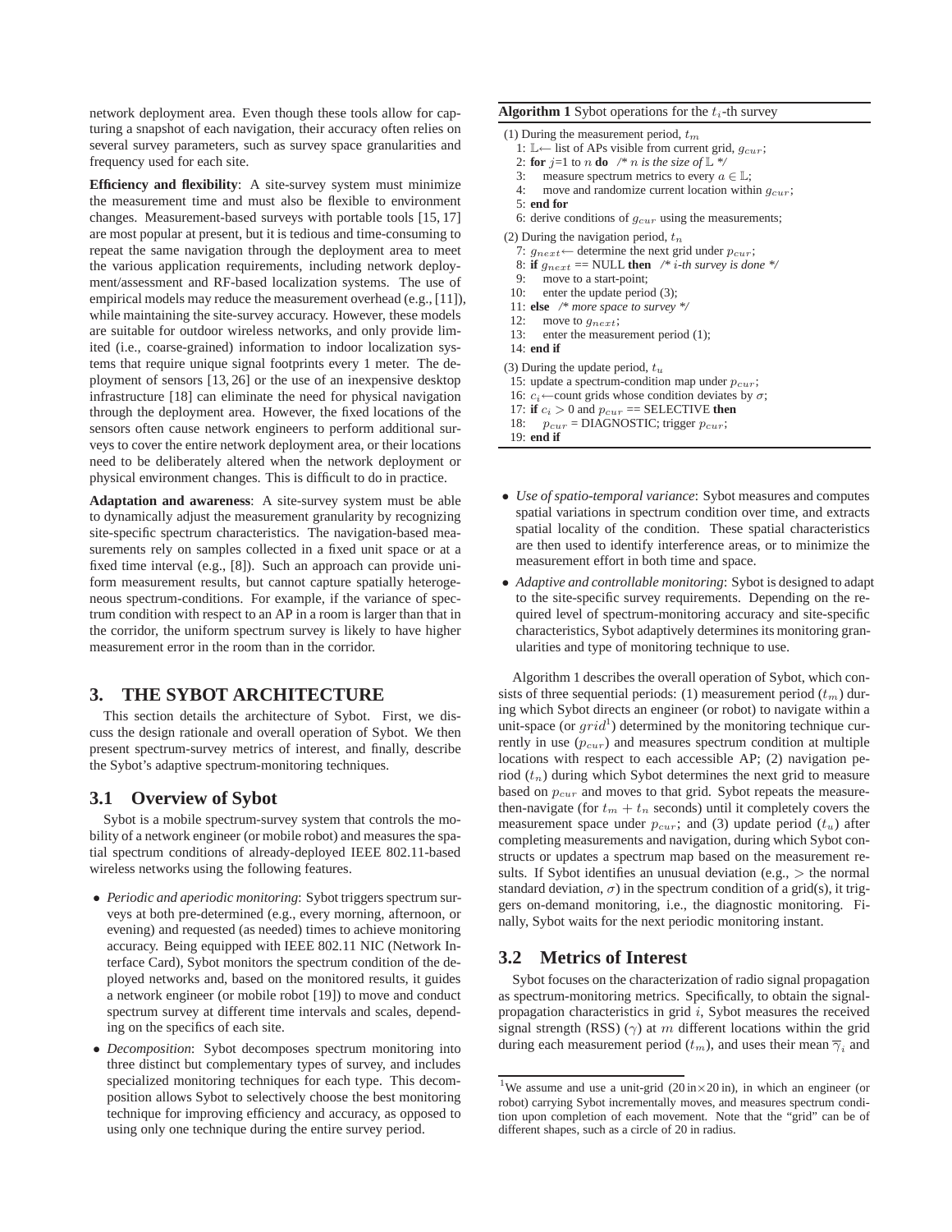network deployment area. Even though these tools allow for capturing a snapshot of each navigation, their accuracy often relies on several survey parameters, such as survey space granularities and frequency used for each site.

**Efficiency and flexibility**: A site-survey system must minimize the measurement time and must also be flexible to environment changes. Measurement-based surveys with portable tools [15, 17] are most popular at present, but it is tedious and time-consuming to repeat the same navigation through the deployment area to meet the various application requirements, including network deployment/assessment and RF-based localization systems. The use of empirical models may reduce the measurement overhead (e.g., [11]), while maintaining the site-survey accuracy. However, these models are suitable for outdoor wireless networks, and only provide limited (i.e., coarse-grained) information to indoor localization systems that require unique signal footprints every 1 meter. The deployment of sensors [13, 26] or the use of an inexpensive desktop infrastructure [18] can eliminate the need for physical navigation through the deployment area. However, the fixed locations of the sensors often cause network engineers to perform additional surveys to cover the entire network deployment area, or their locations need to be deliberately altered when the network deployment or physical environment changes. This is difficult to do in practice.

**Adaptation and awareness**: A site-survey system must be able to dynamically adjust the measurement granularity by recognizing site-specific spectrum characteristics. The navigation-based measurements rely on samples collected in a fixed unit space or at a fixed time interval (e.g., [8]). Such an approach can provide uniform measurement results, but cannot capture spatially heterogeneous spectrum-conditions. For example, if the variance of spectrum condition with respect to an AP in a room is larger than that in the corridor, the uniform spectrum survey is likely to have higher measurement error in the room than in the corridor.

## 3. THE SYBOT ARCHITECTURE

This section details the architecture of Sybot. First, we discuss the design rationale and overall operation of Sybot. We then present spectrum-survey metrics of interest, and finally, describe the Sybot's adaptive spectrum-monitoring techniques.

### 3.1 Overview of Sybot

Sybot is a mobile spectrum-survey system that controls the mobility of a network engineer (or mobile robot) and measures the spatial spectrum conditions of already-deployed IEEE 802.11-based wireless networks using the following features.

- *Periodic and aperiodic monitoring*: Sybot triggers spectrum surveys at both pre-determined (e.g., every morning, afternoon, or evening) and requested (as needed) times to achieve monitoring accuracy. Being equipped with IEEE 802.11 NIC (Network Interface Card), Sybot monitors the spectrum condition of the deployed networks and, based on the monitored results, it guides a network engineer (or mobile robot [19]) to move and conduct spectrum survey at different time intervals and scales, depending on the specifics of each site.
- *Decomposition*: Sybot decomposes spectrum monitoring into three distinct but complementary types of survey, and includes specialized monitoring techniques for each type. This decomposition allows Sybot to selectively choose the best monitoring technique for improving efficiency and accuracy, as opposed to using only one technique during the entire survey period.

**Algorithm 1** Sybot operations for the $t_i$-th survey

```
(1) During the measurement period, t_m
 1: L ← list of APs visible from current grid, g_cur;
 2: for j=1 to n do   /* n is the size of L */
 3:     measure spectrum metrics to every a ∈ L;
 4:     move and randomize current location within g_cur;
 5: end for
 6: derive conditions of g_cur using the measurements;
(2) During the navigation period, t_n
 7: g_next ← determine the next grid under p_cur;
 8: if g_next == NULL then   /* i-th survey is done */
 9:     move to a start-point;
10:     enter the update period (3);
11: else   /* more space to survey */
12:     move to g_next;
13:     enter the measurement period (1);
14: end if
(3) During the update period, t_u
15: update a spectrum-condition map under p_cur;
16: c_i ← count grids whose condition deviates by σ;
17: if c_i > 0 and p_cur == SELECTIVE then
18:     p_cur = DIAGNOSTIC; trigger p_cur;
19: end if
```

- *Use of spatio-temporal variance*: Sybot measures and computes spatial variations in spectrum condition over time, and extracts spatial locality of the condition. These spatial characteristics are then used to identify interference areas, or to minimize the measurement effort in both time and space.
- *Adaptive and controllable monitoring*: Sybot is designed to adapt to the site-specific survey requirements. Depending on the required level of spectrum-monitoring accuracy and site-specific characteristics, Sybot adaptively determines its monitoring granularities and type of monitoring technique to use.

Algorithm 1 describes the overall operation of Sybot, which consists of three sequential periods: (1) measurement period ($t_m$) during which Sybot directs an engineer (or robot) to navigate within a unit-space (or $grid$[1]) determined by the monitoring technique currently in use ($p_{cur}$) and measures spectrum condition at multiple locations with respect to each accessible AP; (2) navigation period ($t_n$) during which Sybot determines the next grid to measure based on $p_{cur}$ and moves to that grid. Sybot repeats the measure-then-navigate (for $t_m + t_n$ seconds) until it completely covers the measurement space under $p_{cur}$; and (3) update period ($t_u$) after completing measurements and navigation, during which Sybot constructs or updates a spectrum map based on the measurement results. If Sybot identifies an unusual deviation (e.g., $>$ the normal standard deviation, $\sigma$) in the spectrum condition of a grid(s), it triggers on-demand monitoring, i.e., the diagnostic monitoring. Finally, Sybot waits for the next periodic monitoring instant.

### 3.2 Metrics of Interest

Sybot focuses on the characterization of radio signal propagation as spectrum-monitoring metrics. Specifically, to obtain the signal-propagation characteristics in grid $i$, Sybot measures the received signal strength (RSS) ($\gamma$) at $m$ different locations within the grid during each measurement period ($t_m$), and uses their mean $\overline{\gamma}_i$ and

[1] We assume and use a unit-grid (20 in×20 in), in which an engineer (or robot) carrying Sybot incrementally moves, and measures spectrum condition upon completion of each movement. Note that the "grid" can be of different shapes, such as a circle of 20 in radius.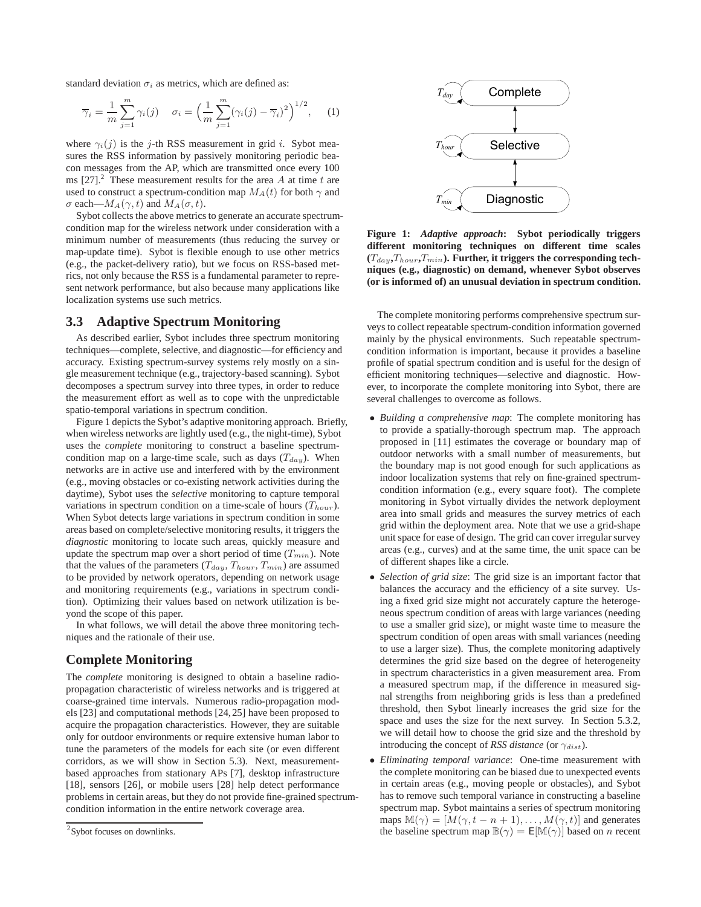standard deviation $\sigma_i$ as metrics, which are defined as:

$$\overline{\gamma}_i = \frac{1}{m}\sum_{j=1}^{m}\gamma_i(j) \quad \sigma_i = \Big(\frac{1}{m}\sum_{j=1}^{m}(\gamma_i(j) - \overline{\gamma}_i)^2\Big)^{1/2}, \quad (1)$$

where $\gamma_i(j)$ is the $j$-th RSS measurement in grid $i$. Sybot measures the RSS information by passively monitoring periodic beacon messages from the AP, which are transmitted once every 100 ms [27].[2] These measurement results for the area $A$ at time $t$ are used to construct a spectrum-condition map $M_A(t)$ for both $\gamma$ and $\sigma$ each—$M_A(\gamma, t)$ and $M_A(\sigma, t)$.

Sybot collects the above metrics to generate an accurate spectrum-condition map for the wireless network under consideration with a minimum number of measurements (thus reducing the survey or map-update time). Sybot is flexible enough to use other metrics (e.g., the packet-delivery ratio), but we focus on RSS-based metrics, not only because the RSS is a fundamental parameter to represent network performance, but also because many applications like localization systems use such metrics.

## 3.3 Adaptive Spectrum Monitoring

As described earlier, Sybot includes three spectrum monitoring techniques—complete, selective, and diagnostic—for efficiency and accuracy. Existing spectrum-survey systems rely mostly on a single measurement technique (e.g., trajectory-based scanning). Sybot decomposes a spectrum survey into three types, in order to reduce the measurement effort as well as to cope with the unpredictable spatio-temporal variations in spectrum condition.

Figure 1 depicts the Sybot's adaptive monitoring approach. Briefly, when wireless networks are lightly used (e.g., the night-time), Sybot uses the *complete* monitoring to construct a baseline spectrum-condition map on a large-time scale, such as days ($T_{day}$). When networks are in active use and interfered with by the environment (e.g., moving obstacles or co-existing network activities during the daytime), Sybot uses the *selective* monitoring to capture temporal variations in spectrum condition on a time-scale of hours ($T_{hour}$). When Sybot detects large variations in spectrum condition in some areas based on complete/selective monitoring results, it triggers the *diagnostic* monitoring to locate such areas, quickly measure and update the spectrum map over a short period of time ($T_{min}$). Note that the values of the parameters ($T_{day}$, $T_{hour}$, $T_{min}$) are assumed to be provided by network operators, depending on network usage and monitoring requirements (e.g., variations in spectrum condition). Optimizing their values based on network utilization is beyond the scope of this paper.

In what follows, we will detail the above three monitoring techniques and the rationale of their use.

$T_{day}$ Complete

$T_{hour}$ Selective

$T_{min}$ Diagnostic

**Figure 1: *Adaptive approach*: Sybot periodically triggers different monitoring techniques on different time scales ($T_{day}$,$T_{hour}$,$T_{min}$). Further, it triggers the corresponding techniques (e.g., diagnostic) on demand, whenever Sybot observes (or is informed of) an unusual deviation in spectrum condition.**

## Complete Monitoring

The *complete* monitoring is designed to obtain a baseline radio-propagation characteristic of wireless networks and is triggered at coarse-grained time intervals. Numerous radio-propagation models [23] and computational methods [24, 25] have been proposed to acquire the propagation characteristics. However, they are suitable only for outdoor environments or require extensive human labor to tune the parameters of the models for each site (or even different corridors, as we will show in Section 5.3). Next, measurement-based approaches from stationary APs [7], desktop infrastructure [18], sensors [26], or mobile users [28] help detect performance problems in certain areas, but they do not provide fine-grained spectrum-condition information in the entire network coverage area.

The complete monitoring performs comprehensive spectrum surveys to collect repeatable spectrum-condition information governed mainly by the physical environments. Such repeatable spectrum-condition information is important, because it provides a baseline profile of spatial spectrum condition and is useful for the design of efficient monitoring techniques—selective and diagnostic. However, to incorporate the complete monitoring into Sybot, there are several challenges to overcome as follows.

- *Building a comprehensive map*: The complete monitoring has to provide a spatially-thorough spectrum map. The approach proposed in [11] estimates the coverage or boundary map of outdoor networks with a small number of measurements, but the boundary map is not good enough for such applications as indoor localization systems that rely on fine-grained spectrum-condition information (e.g., every square foot). The complete monitoring in Sybot virtually divides the network deployment area into small grids and measures the survey metrics of each grid within the deployment area. Note that we use a grid-shape unit space for ease of design. The grid can cover irregular survey areas (e.g., curves) and at the same time, the unit space can be of different shapes like a circle.
- *Selection of grid size*: The grid size is an important factor that balances the accuracy and the efficiency of a site survey. Using a fixed grid size might not accurately capture the heterogeneous spectrum condition of areas with large variances (needing to use a smaller grid size), or might waste time to measure the spectrum condition of open areas with small variances (needing to use a larger size). Thus, the complete monitoring adaptively determines the grid size based on the degree of heterogeneity in spectrum characteristics in a given measurement area. From a measured spectrum map, if the difference in measured signal strengths from neighboring grids is less than a predefined threshold, then Sybot linearly increases the grid size for the space and uses the size for the next survey. In Section 5.3.2, we will detail how to choose the grid size and the threshold by introducing the concept of *RSS distance* (or $\gamma_{dist}$).
- *Eliminating temporal variance*: One-time measurement with the complete monitoring can be biased due to unexpected events in certain areas (e.g., moving people or obstacles), and Sybot has to remove such temporal variance in constructing a baseline spectrum map. Sybot maintains a series of spectrum monitoring maps $\mathbb{M}(\gamma) = [M(\gamma, t-n+1), \ldots, M(\gamma, t)]$ and generates the baseline spectrum map $\mathbb{B}(\gamma) = \mathsf{E}[\mathbb{M}(\gamma)]$ based on $n$ recent

[2] Sybot focuses on downlinks.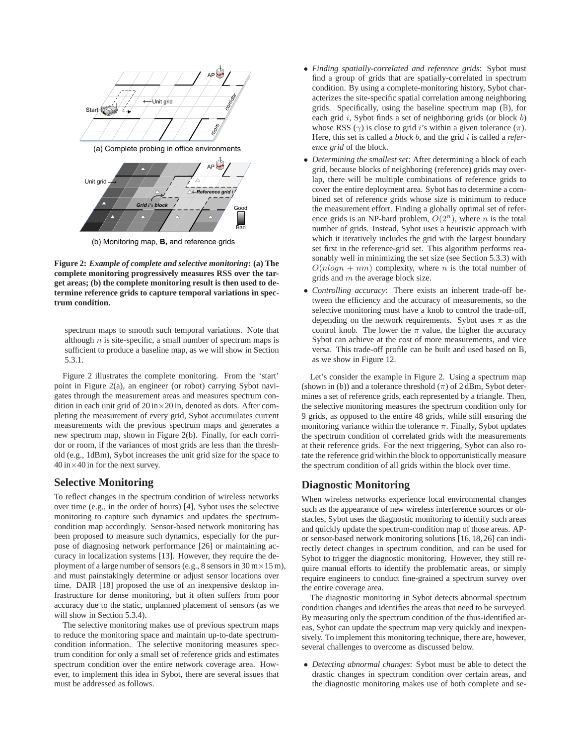(a) Complete probing in office environments

AP

Start

Unit grid

corridor

room

(b) Monitoring map, **B,** and reference grids

AP

Unit grid

Reference grid i

Grid i's block

Good

Bad

**Figure 2:** ***Example of complete and selective monitoring*****: (a) The complete monitoring progressively measures RSS over the target areas; (b) the complete monitoring result is then used to determine reference grids to capture temporal variations in spectrum condition.**

spectrum maps to smooth such temporal variations. Note that although $n$ is site-specific, a small number of spectrum maps is sufficient to produce a baseline map, as we will show in Section 5.3.1.

Figure 2 illustrates the complete monitoring. From the 'start' point in Figure 2(a), an engineer (or robot) carrying Sybot navigates through the measurement areas and measures spectrum condition in each unit grid of 20 in×20 in, denoted as dots. After completing the measurement of every grid, Sybot accumulates current measurements with the previous spectrum maps and generates a new spectrum map, shown in Figure 2(b). Finally, for each corridor or room, if the variances of most grids are less than the threshold (e.g., 1dBm), Sybot increases the unit grid size for the space to 40 in×40 in for the next survey.

## Selective Monitoring

To reflect changes in the spectrum condition of wireless networks over time (e.g., in the order of hours) [4], Sybot uses the selective monitoring to capture such dynamics and updates the spectrum-condition map accordingly. Sensor-based network monitoring has been proposed to measure such dynamics, especially for the purpose of diagnosing network performance [26] or maintaining accuracy in localization systems [13]. However, they require the deployment of a large number of sensors (e.g., 8 sensors in 30 m×15 m), and must painstakingly determine or adjust sensor locations over time. DAIR [18] proposed the use of an inexpensive desktop infrastructure for dense monitoring, but it often suffers from poor accuracy due to the static, unplanned placement of sensors (as we will show in Section 5.3.4).

The selective monitoring makes use of previous spectrum maps to reduce the monitoring space and maintain up-to-date spectrum-condition information. The selective monitoring measures spectrum condition for only a small set of reference grids and estimates spectrum condition over the entire network coverage area. However, to implement this idea in Sybot, there are several issues that must be addressed as follows.

- *Finding spatially-correlated and reference grids*: Sybot must find a group of grids that are spatially-correlated in spectrum condition. By using a complete-monitoring history, Sybot characterizes the site-specific spatial correlation among neighboring grids. Specifically, using the baseline spectrum map ($\mathbb{B}$), for each grid $i$, Sybot finds a set of neighboring grids (or block $b$) whose RSS ($\gamma$) is close to grid $i$'s within a given tolerance ($\pi$). Here, this set is called a *block* $b$, and the grid $i$ is called a *reference grid* of the block.
- *Determining the smallest set*: After determining a block of each grid, because blocks of neighboring (reference) grids may overlap, there will be multiple combinations of reference grids to cover the entire deployment area. Sybot has to determine a combined set of reference grids whose size is minimum to reduce the measurement effort. Finding a globally optimal set of reference grids is an NP-hard problem, $O(2^n)$, where $n$ is the total number of grids. Instead, Sybot uses a heuristic approach with which it iteratively includes the grid with the largest boundary set first in the reference-grid set. This algorithm performs reasonably well in minimizing the set size (see Section 5.3.3) with $O(nlogn + nm)$ complexity, where $n$ is the total number of grids and $m$ the average block size.
- *Controlling accuracy*: There exists an inherent trade-off between the efficiency and the accuracy of measurements, so the selective monitoring must have a knob to control the trade-off, depending on the network requirements. Sybot uses $\pi$ as the control knob. The lower the $\pi$ value, the higher the accuracy Sybot can achieve at the cost of more measurements, and vice versa. This trade-off profile can be built and used based on $\mathbb{B}$, as we show in Figure 12.

Let's consider the example in Figure 2. Using a spectrum map (shown in (b)) and a tolerance threshold ($\pi$) of 2 dBm, Sybot determines a set of reference grids, each represented by a triangle. Then, the selective monitoring measures the spectrum condition only for 9 grids, as opposed to the entire 48 grids, while still ensuring the monitoring variance within the tolerance $\pi$. Finally, Sybot updates the spectrum condition of correlated grids with the measurements at their reference grids. For the next triggering, Sybot can also rotate the reference grid within the block to opportunistically measure the spectrum condition of all grids within the block over time.

## Diagnostic Monitoring

When wireless networks experience local environmental changes such as the appearance of new wireless interference sources or obstacles, Sybot uses the diagnostic monitoring to identify such areas and quickly update the spectrum-condition map of those areas. AP- or sensor-based network monitoring solutions [16, 18, 26] can indirectly detect changes in spectrum condition, and can be used for Sybot to trigger the diagnostic monitoring. However, they still require manual efforts to identify the problematic areas, or simply require engineers to conduct fine-grained a spectrum survey over the entire coverage area.

The diagnostic monitoring in Sybot detects abnormal spectrum condition changes and identifies the areas that need to be surveyed. By measuring only the spectrum condition of the thus-identified areas, Sybot can update the spectrum map very quickly and inexpensively. To implement this monitoring technique, there are, however, several challenges to overcome as discussed below.

- *Detecting abnormal changes*: Sybot must be able to detect the drastic changes in spectrum condition over certain areas, and the diagnostic monitoring makes use of both complete and se-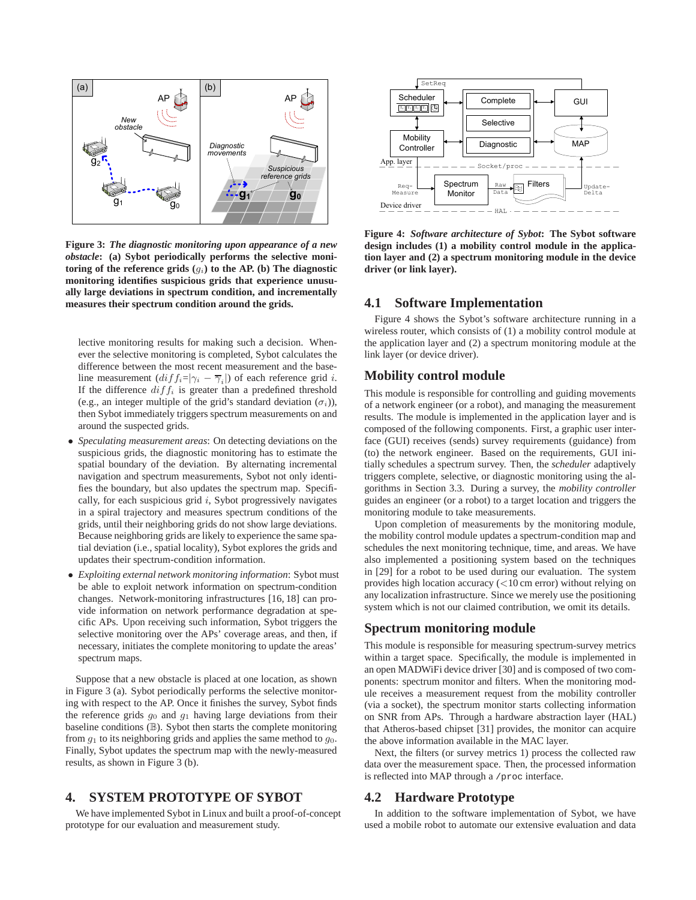Figure 3: *The diagnostic monitoring upon appearance of a new obstacle*: **(a) Sybot periodically performs the selective monitoring of the reference grids ($g_i$) to the AP. (b) The diagnostic monitoring identifies suspicious grids that experience unusually large deviations in spectrum condition, and incrementally measures their spectrum condition around the grids.**

lective monitoring results for making such a decision. Whenever the selective monitoring is completed, Sybot calculates the difference between the most recent measurement and the baseline measurement ($diff_i = |\gamma_i - \overline{\gamma}_i|$) of each reference grid $i$. If the difference $diff_i$ is greater than a predefined threshold (e.g., an integer multiple of the grid's standard deviation ($\sigma_i$)), then Sybot immediately triggers spectrum measurements on and around the suspected grids.

- *Speculating measurement areas*: On detecting deviations on the suspicious grids, the diagnostic monitoring has to estimate the spatial boundary of the deviation. By alternating incremental navigation and spectrum measurements, Sybot not only identifies the boundary, but also updates the spectrum map. Specifically, for each suspicious grid $i$, Sybot progressively navigates in a spiral trajectory and measures spectrum conditions of the grids, until their neighboring grids do not show large deviations. Because neighboring grids are likely to experience the same spatial deviation (i.e., spatial locality), Sybot explores the grids and updates their spectrum-condition information.
- *Exploiting external network monitoring information*: Sybot must be able to exploit network information on spectrum-condition changes. Network-monitoring infrastructures [16, 18] can provide information on network performance degradation at specific APs. Upon receiving such information, Sybot triggers the selective monitoring over the APs' coverage areas, and then, if necessary, initiates the complete monitoring to update the areas' spectrum maps.

Suppose that a new obstacle is placed at one location, as shown in Figure 3 (a). Sybot periodically performs the selective monitoring with respect to the AP. Once it finishes the survey, Sybot finds the reference grids $g_0$ and $g_1$ having large deviations from their baseline conditions ($\mathbb{B}$). Sybot then starts the complete monitoring from $g_1$ to its neighboring grids and applies the same method to $g_0$. Finally, Sybot updates the spectrum map with the newly-measured results, as shown in Figure 3 (b).

# 4. SYSTEM PROTOTYPE OF SYBOT

We have implemented Sybot in Linux and built a proof-of-concept prototype for our evaluation and measurement study.

Figure 4: *Software architecture of Sybot*: **The Sybot software design includes (1) a mobility control module in the application layer and (2) a spectrum monitoring module in the device driver (or link layer).**

## 4.1 Software Implementation

Figure 4 shows the Sybot's software architecture running in a wireless router, which consists of (1) a mobility control module at the application layer and (2) a spectrum monitoring module at the link layer (or device driver).

### Mobility control module

This module is responsible for controlling and guiding movements of a network engineer (or a robot), and managing the measurement results. The module is implemented in the application layer and is composed of the following components. First, a graphic user interface (GUI) receives (sends) survey requirements (guidance) from (to) the network engineer. Based on the requirements, GUI initially schedules a spectrum survey. Then, the *scheduler* adaptively triggers complete, selective, or diagnostic monitoring using the algorithms in Section 3.3. During a survey, the *mobility controller* guides an engineer (or a robot) to a target location and triggers the monitoring module to take measurements.

Upon completion of measurements by the monitoring module, the mobility control module updates a spectrum-condition map and schedules the next monitoring technique, time, and areas. We have also implemented a positioning system based on the techniques in [29] for a robot to be used during our evaluation. The system provides high location accuracy ($<$10 cm error) without relying on any localization infrastructure. Since we merely use the positioning system which is not our claimed contribution, we omit its details.

### Spectrum monitoring module

This module is responsible for measuring spectrum-survey metrics within a target space. Specifically, the module is implemented in an open MADWiFi device driver [30] and is composed of two components: spectrum monitor and filters. When the monitoring module receives a measurement request from the mobility controller (via a socket), the spectrum monitor starts collecting information on SNR from APs. Through a hardware abstraction layer (HAL) that Atheros-based chipset [31] provides, the monitor can acquire the above information available in the MAC layer.

Next, the filters (or survey metrics 1) process the collected raw data over the measurement space. Then, the processed information is reflected into MAP through a /proc interface.

## 4.2 Hardware Prototype

In addition to the software implementation of Sybot, we have used a mobile robot to automate our extensive evaluation and data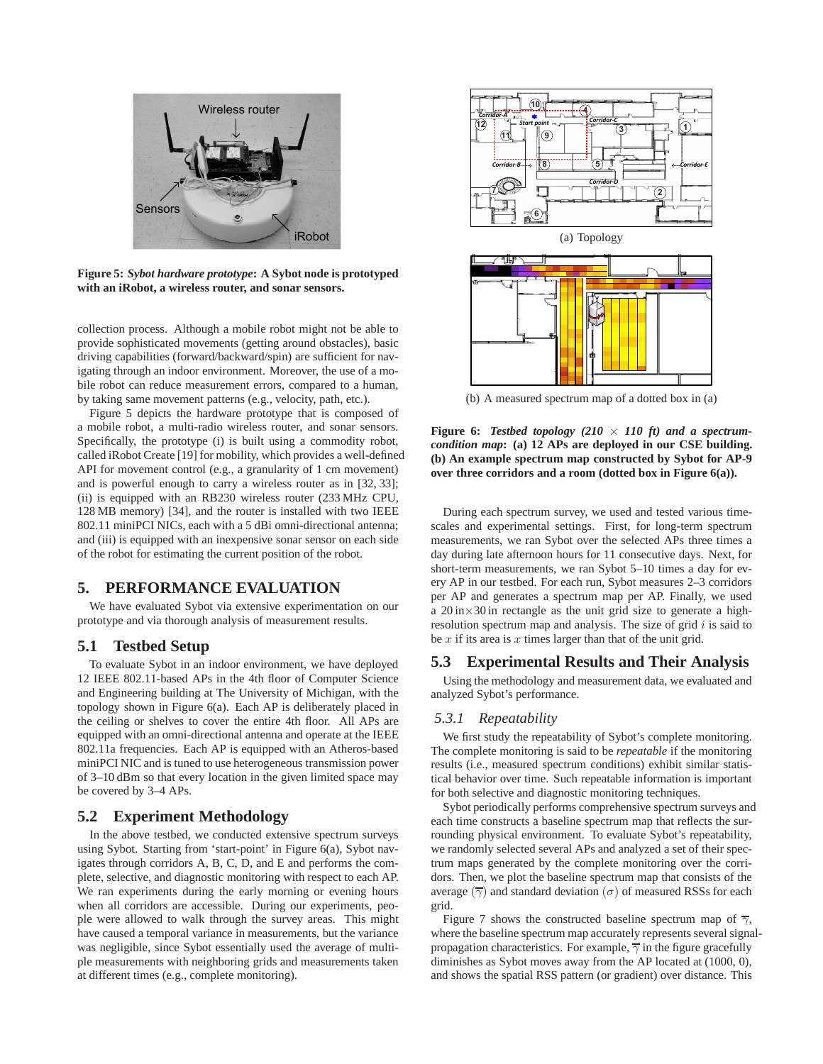Wireless router

Sensors

iRobot

**Figure 5:** ***Sybot hardware prototype*****: A Sybot node is prototyped with an iRobot, a wireless router, and sonar sensors.**

collection process. Although a mobile robot might not be able to provide sophisticated movements (getting around obstacles), basic driving capabilities (forward/backward/spin) are sufficient for navigating through an indoor environment. Moreover, the use of a mobile robot can reduce measurement errors, compared to a human, by taking same movement patterns (e.g., velocity, path, etc.).

Figure 5 depicts the hardware prototype that is composed of a mobile robot, a multi-radio wireless router, and sonar sensors. Specifically, the prototype (i) is built using a commodity robot, called iRobot Create [19] for mobility, which provides a well-defined API for movement control (e.g., a granularity of 1 cm movement) and is powerful enough to carry a wireless router as in [32, 33]; (ii) is equipped with an RB230 wireless router (233 MHz CPU, 128 MB memory) [34], and the router is installed with two IEEE 802.11 miniPCI NICs, each with a 5 dBi omni-directional antenna; and (iii) is equipped with an inexpensive sonar sensor on each side of the robot for estimating the current position of the robot.

## 5. PERFORMANCE EVALUATION

We have evaluated Sybot via extensive experimentation on our prototype and via thorough analysis of measurement results.

### 5.1 Testbed Setup

To evaluate Sybot in an indoor environment, we have deployed 12 IEEE 802.11-based APs in the 4th floor of Computer Science and Engineering building at The University of Michigan, with the topology shown in Figure 6(a). Each AP is deliberately placed in the ceiling or shelves to cover the entire 4th floor. All APs are equipped with an omni-directional antenna and operate at the IEEE 802.11a frequencies. Each AP is equipped with an Atheros-based miniPCI NIC and is tuned to use heterogeneous transmission power of 3–10 dBm so that every location in the given limited space may be covered by 3–4 APs.

### 5.2 Experiment Methodology

In the above testbed, we conducted extensive spectrum surveys using Sybot. Starting from 'start-point' in Figure 6(a), Sybot navigates through corridors A, B, C, D, and E and performs the complete, selective, and diagnostic monitoring with respect to each AP. We ran experiments during the early morning or evening hours when all corridors are accessible. During our experiments, people were allowed to walk through the survey areas. This might have caused a temporal variance in measurements, but the variance was negligible, since Sybot essentially used the average of multiple measurements with neighboring grids and measurements taken at different times (e.g., complete monitoring).

Corridor-A
Start point
Corridor-C
Corridor-B
Corridor-E
Corridor-D
10 4 12 11 9 3 1 8 5 7 2 6

(a) Topology

(b) A measured spectrum map of a dotted box in (a)

**Figure 6:** ***Testbed topology (210 $\times$ 110 ft) and a spectrum-condition map*****: (a) 12 APs are deployed in our CSE building. (b) An example spectrum map constructed by Sybot for AP-9 over three corridors and a room (dotted box in Figure 6(a)).**

During each spectrum survey, we used and tested various time-scales and experimental settings. First, for long-term spectrum measurements, we ran Sybot over the selected APs three times a day during late afternoon hours for 11 consecutive days. Next, for short-term measurements, we ran Sybot 5–10 times a day for every AP in our testbed. For each run, Sybot measures 2–3 corridors per AP and generates a spectrum map per AP. Finally, we used a 20 in$\times$30 in rectangle as the unit grid size to generate a high-resolution spectrum map and analysis. The size of grid $i$ is said to be $x$ if its area is $x$ times larger than that of the unit grid.

### 5.3 Experimental Results and Their Analysis

Using the methodology and measurement data, we evaluated and analyzed Sybot's performance.

#### 5.3.1 Repeatability

We first study the repeatability of Sybot's complete monitoring. The complete monitoring is said to be *repeatable* if the monitoring results (i.e., measured spectrum conditions) exhibit similar statistical behavior over time. Such repeatable information is important for both selective and diagnostic monitoring techniques.

Sybot periodically performs comprehensive spectrum surveys and each time constructs a baseline spectrum map that reflects the surrounding physical environment. To evaluate Sybot's repeatability, we randomly selected several APs and analyzed a set of their spectrum maps generated by the complete monitoring over the corridors. Then, we plot the baseline spectrum map that consists of the average ($\overline{\gamma}$) and standard deviation ($\sigma$) of measured RSSs for each grid.

Figure 7 shows the constructed baseline spectrum map of $\overline{\gamma}$, where the baseline spectrum map accurately represents several signal-propagation characteristics. For example, $\overline{\gamma}$ in the figure gracefully diminishes as Sybot moves away from the AP located at (1000, 0), and shows the spatial RSS pattern (or gradient) over distance. This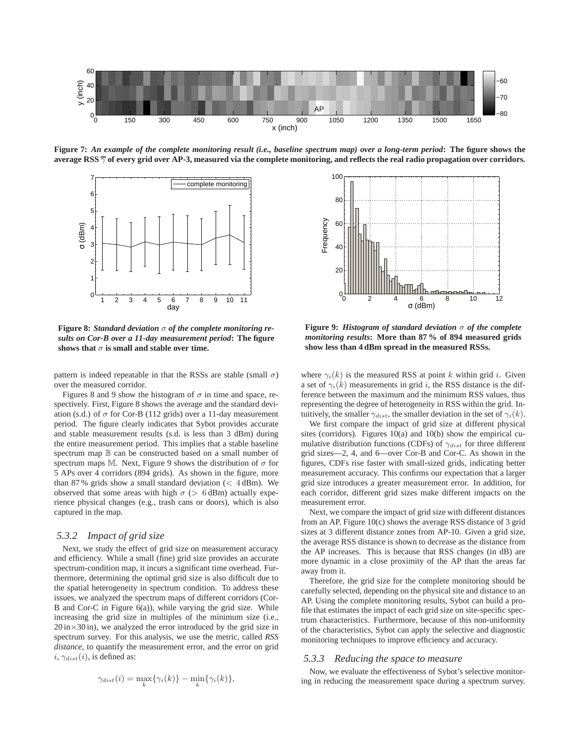60
40
20
0
y (inch)
0 150 300 450 600 750 900 1050 1200 1350 1500 1650
x (inch)
AP
−60
−70
−80

**Figure 7: *An example of the complete monitoring result (i.e., baseline spectrum map) over a long-term period*: The figure shows the average RSS $\overline{\gamma}$ of every grid over AP-3, measured via the complete monitoring, and reflects the real radio propagation over corridors.**

7
6
5
4
3
2
1
0
σ (dBm)
1 2 3 4 5 6 7 8 9 10 11
day
complete monitoring

**Figure 8: *Standard deviation $\sigma$ of the complete monitoring results on Cor-B over a 11-day measurement period*: The figure shows that $\sigma$ is small and stable over time.**

100
80
60
40
20
0
Frequency
0 2 4 6 8 10 12
σ (dBm)

**Figure 9: *Histogram of standard deviation $\sigma$ of the complete monitoring results*: More than 87 % of 894 measured grids show less than 4 dBm spread in the measured RSSs.**

pattern is indeed repeatable in that the RSSs are stable (small $\sigma$) over the measured corridor.

Figures 8 and 9 show the histogram of $\sigma$ in time and space, respectively. First, Figure 8 shows the average and the standard deviation (s.d.) of $\sigma$ for Cor-B (112 grids) over a 11-day measurement period. The figure clearly indicates that Sybot provides accurate and stable measurement results (s.d. is less than 3 dBm) during the entire measurement period. This implies that a stable baseline spectrum map $\mathbb{B}$ can be constructed based on a small number of spectrum maps $\mathbb{M}$. Next, Figure 9 shows the distribution of $\sigma$ for 5 APs over 4 corridors (894 grids). As shown in the figure, more than 87 % grids show a small standard deviation ($< 4$ dBm). We observed that some areas with high $\sigma$ ($> 6$ dBm) actually experience physical changes (e.g., trash cans or doors), which is also captured in the map.

### *5.3.2 Impact of grid size*

Next, we study the effect of grid size on measurement accuracy and efficiency. While a small (fine) grid size provides an accurate spectrum-condition map, it incurs a significant time overhead. Furthermore, determining the optimal grid size is also difficult due to the spatial heterogeneity in spectrum condition. To address these issues, we analyzed the spectrum maps of different corridors (Cor-B and Cor-C in Figure 6(a)), while varying the grid size. While increasing the grid size in multiples of the minimum size (i.e., $20\,\text{in}\times 30\,\text{in}$), we analyzed the error introduced by the grid size in spectrum survey. For this analysis, we use the metric, called *RSS distance*, to quantify the measurement error, and the error on grid $i$, $\gamma_{dist}(i)$, is defined as:

$$\gamma_{dist}(i) = \max_k\{\gamma_i(k)\} - \min_k\{\gamma_i(k)\},$$

where $\gamma_i(k)$ is the measured RSS at point $k$ within grid $i$. Given a set of $\gamma_i(k)$ measurements in grid $i$, the RSS distance is the difference between the maximum and the minimum RSS values, thus representing the degree of heterogeneity in RSS within the grid. Intuitively, the smaller $\gamma_{dist}$, the smaller deviation in the set of $\gamma_i(k)$.

We first compare the impact of grid size at different physical sites (corridors). Figures 10(a) and 10(b) show the empirical cumulative distribution functions (CDFs) of $\gamma_{dist}$ for three different grid sizes—2, 4, and 6—over Cor-B and Cor-C. As shown in the figures, CDFs rise faster with small-sized grids, indicating better measurement accuracy. This confirms our expectation that a larger grid size introduces a greater measurement error. In addition, for each corridor, different grid sizes make different impacts on the measurement error.

Next, we compare the impact of grid size with different distances from an AP. Figure 10(c) shows the average RSS distance of 3 grid sizes at 3 different distance zones from AP-10. Given a grid size, the average RSS distance is shown to decrease as the distance from the AP increases. This is because that RSS changes (in dB) are more dynamic in a close proximity of the AP than the areas far away from it.

Therefore, the grid size for the complete monitoring should be carefully selected, depending on the physical site and distance to an AP. Using the complete monitoring results, Sybot can build a profile that estimates the impact of each grid size on site-specific spectrum characteristics. Furthermore, because of this non-uniformity of the characteristics, Sybot can apply the selective and diagnostic monitoring techniques to improve efficiency and accuracy.

### *5.3.3 Reducing the space to measure*

Now, we evaluate the effectiveness of Sybot's selective monitoring in reducing the measurement space during a spectrum survey.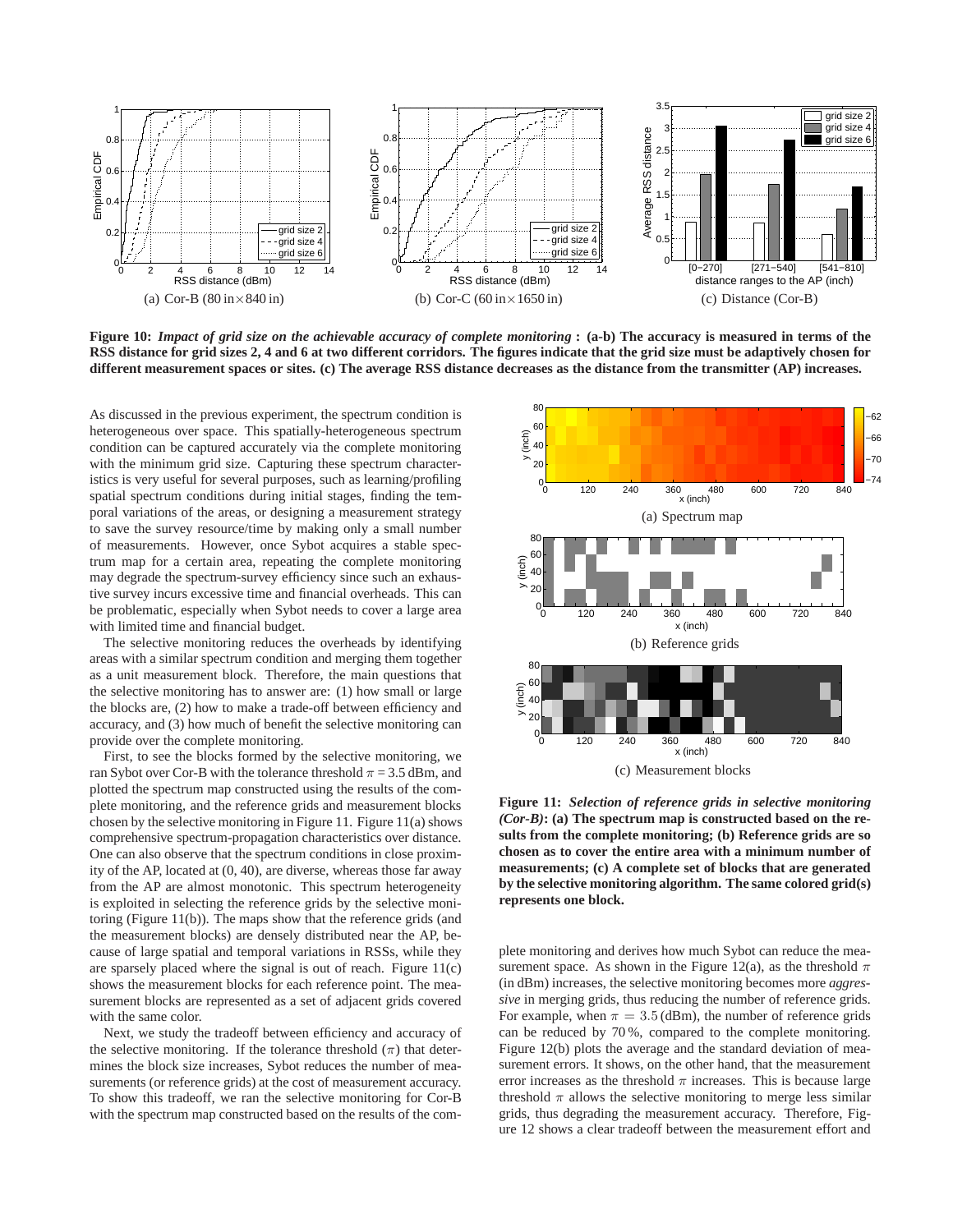(a) Cor-B (80 in×840 in)

(b) Cor-C (60 in×1650 in)

(c) Distance (Cor-B)

**Figure 10: *Impact of grid size on the achievable accuracy of complete monitoring* : (a-b) The accuracy is measured in terms of the RSS distance for grid sizes 2, 4 and 6 at two different corridors. The figures indicate that the grid size must be adaptively chosen for different measurement spaces or sites. (c) The average RSS distance decreases as the distance from the transmitter (AP) increases.**

As discussed in the previous experiment, the spectrum condition is heterogeneous over space. This spatially-heterogeneous spectrum condition can be captured accurately via the complete monitoring with the minimum grid size. Capturing these spectrum characteristics is very useful for several purposes, such as learning/profiling spatial spectrum conditions during initial stages, finding the temporal variations of the areas, or designing a measurement strategy to save the survey resource/time by making only a small number of measurements. However, once Sybot acquires a stable spectrum map for a certain area, repeating the complete monitoring may degrade the spectrum-survey efficiency since such an exhaustive survey incurs excessive time and financial overheads. This can be problematic, especially when Sybot needs to cover a large area with limited time and financial budget.

The selective monitoring reduces the overheads by identifying areas with a similar spectrum condition and merging them together as a unit measurement block. Therefore, the main questions that the selective monitoring has to answer are: (1) how small or large the blocks are, (2) how to make a trade-off between efficiency and accuracy, and (3) how much of benefit the selective monitoring can provide over the complete monitoring.

First, to see the blocks formed by the selective monitoring, we ran Sybot over Cor-B with the tolerance threshold $\pi = 3.5$ dBm, and plotted the spectrum map constructed using the results of the complete monitoring, and the reference grids and measurement blocks chosen by the selective monitoring in Figure 11. Figure 11(a) shows comprehensive spectrum-propagation characteristics over distance. One can also observe that the spectrum conditions in close proximity of the AP, located at (0, 40), are diverse, whereas those far away from the AP are almost monotonic. This spectrum heterogeneity is exploited in selecting the reference grids by the selective monitoring (Figure 11(b)). The maps show that the reference grids (and the measurement blocks) are densely distributed near the AP, because of large spatial and temporal variations in RSSs, while they are sparsely placed where the signal is out of reach. Figure 11(c) shows the measurement blocks for each reference point. The measurement blocks are represented as a set of adjacent grids covered with the same color.

Next, we study the tradeoff between efficiency and accuracy of the selective monitoring. If the tolerance threshold ($\pi$) that determines the block size increases, Sybot reduces the number of measurements (or reference grids) at the cost of measurement accuracy. To show this tradeoff, we ran the selective monitoring for Cor-B with the spectrum map constructed based on the results of the complete monitoring and derives how much Sybot can reduce the measurement space. As shown in the Figure 12(a), as the threshold $\pi$ (in dBm) increases, the selective monitoring becomes more *aggressive* in merging grids, thus reducing the number of reference grids. For example, when $\pi = 3.5$ (dBm), the number of reference grids can be reduced by 70 %, compared to the complete monitoring. Figure 12(b) plots the average and the standard deviation of measurement errors. It shows, on the other hand, that the measurement error increases as the threshold $\pi$ increases. This is because large threshold $\pi$ allows the selective monitoring to merge less similar grids, thus degrading the measurement accuracy. Therefore, Figure 12 shows a clear tradeoff between the measurement effort and

(a) Spectrum map

(b) Reference grids

(c) Measurement blocks

**Figure 11: *Selection of reference grids in selective monitoring (Cor-B)*: (a) The spectrum map is constructed based on the results from the complete monitoring; (b) Reference grids are so chosen as to cover the entire area with a minimum number of measurements; (c) A complete set of blocks that are generated by the selective monitoring algorithm. The same colored grid(s) represents one block.**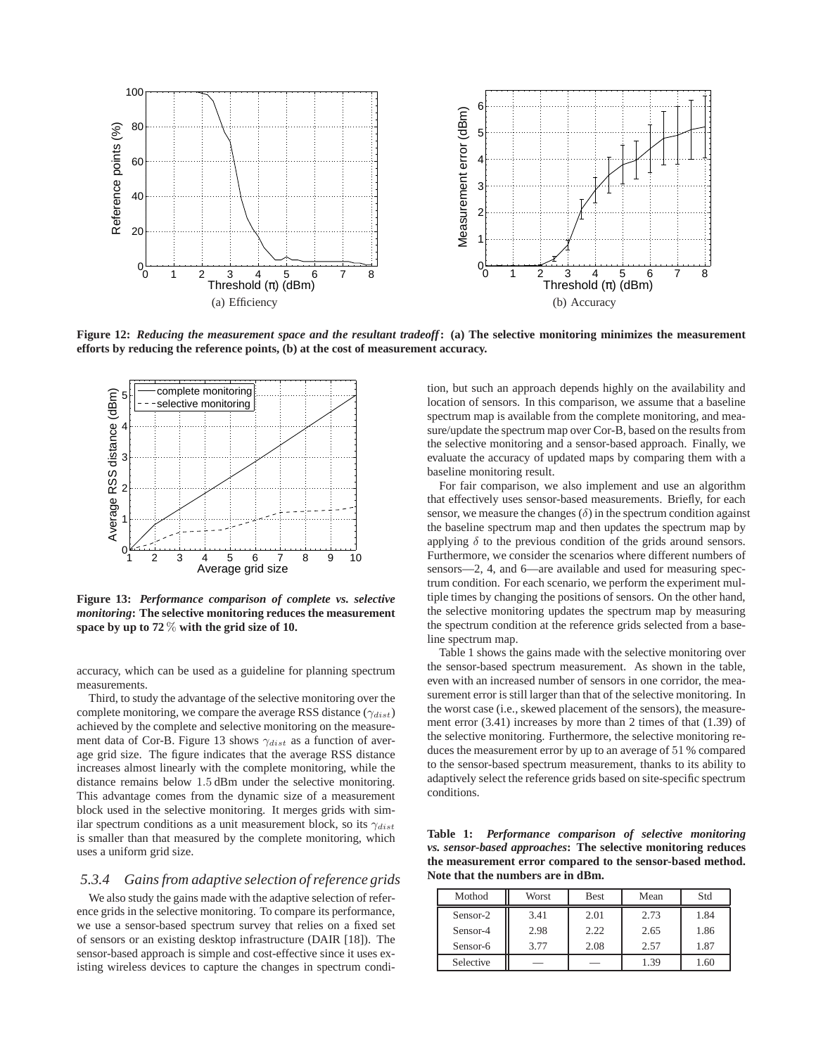100
80
60
40
20
0
Reference points (%)
0 1 2 3 4 5 6 7 8
Threshold (π) (dBm)

(a) Efficiency

6
5
4
3
2
1
0
Measurement error (dBm)
0 1 2 3 4 5 6 7 8
Threshold (π) (dBm)

(b) Accuracy

**Figure 12:** ***Reducing the measurement space and the resultant tradeoff*****: (a) The selective monitoring minimizes the measurement efforts by reducing the reference points, (b) at the cost of measurement accuracy.**

complete monitoring
selective monitoring
Average RSS distance (dBm)
5
4
3
2
1
0
1 2 3 4 5 6 7 8 9 10
Average grid size

**Figure 13:** ***Performance comparison of complete vs. selective monitoring*****: The selective monitoring reduces the measurement space by up to 72 % with the grid size of 10.**

accuracy, which can be used as a guideline for planning spectrum measurements.

Third, to study the advantage of the selective monitoring over the complete monitoring, we compare the average RSS distance ($\gamma_{dist}$) achieved by the complete and selective monitoring on the measurement data of Cor-B. Figure 13 shows $\gamma_{dist}$ as a function of average grid size. The figure indicates that the average RSS distance increases almost linearly with the complete monitoring, while the distance remains below 1.5 dBm under the selective monitoring. This advantage comes from the dynamic size of a measurement block used in the selective monitoring. It merges grids with similar spectrum conditions as a unit measurement block, so its $\gamma_{dist}$ is smaller than that measured by the complete monitoring, which uses a uniform grid size.

### *5.3.4 Gains from adaptive selection of reference grids*

We also study the gains made with the adaptive selection of reference grids in the selective monitoring. To compare its performance, we use a sensor-based spectrum survey that relies on a fixed set of sensors or an existing desktop infrastructure (DAIR [18]). The sensor-based approach is simple and cost-effective since it uses existing wireless devices to capture the changes in spectrum condition, but such an approach depends highly on the availability and location of sensors. In this comparison, we assume that a baseline spectrum map is available from the complete monitoring, and measure/update the spectrum map over Cor-B, based on the results from the selective monitoring and a sensor-based approach. Finally, we evaluate the accuracy of updated maps by comparing them with a baseline monitoring result.

For fair comparison, we also implement and use an algorithm that effectively uses sensor-based measurements. Briefly, for each sensor, we measure the changes ($\delta$) in the spectrum condition against the baseline spectrum map and then updates the spectrum map by applying $\delta$ to the previous condition of the grids around sensors. Furthermore, we consider the scenarios where different numbers of sensors—2, 4, and 6—are available and used for measuring spectrum condition. For each scenario, we perform the experiment multiple times by changing the positions of sensors. On the other hand, the selective monitoring updates the spectrum map by measuring the spectrum condition at the reference grids selected from a baseline spectrum map.

Table 1 shows the gains made with the selective monitoring over the sensor-based spectrum measurement. As shown in the table, even with an increased number of sensors in one corridor, the measurement error is still larger than that of the selective monitoring. In the worst case (i.e., skewed placement of the sensors), the measurement error (3.41) increases by more than 2 times of that (1.39) of the selective monitoring. Furthermore, the selective monitoring reduces the measurement error by up to an average of 51 % compared to the sensor-based spectrum measurement, thanks to its ability to adaptively select the reference grids based on site-specific spectrum conditions.

**Table 1:** ***Performance comparison of selective monitoring vs. sensor-based approaches*****: The selective monitoring reduces the measurement error compared to the sensor-based method. Note that the numbers are in dBm.**

| Mothod | Worst | Best | Mean | Std |
|---|---|---|---|---|
| Sensor-2 | 3.41 | 2.01 | 2.73 | 1.84 |
| Sensor-4 | 2.98 | 2.22 | 2.65 | 1.86 |
| Sensor-6 | 3.77 | 2.08 | 2.57 | 1.87 |
| Selective | — | — | 1.39 | 1.60 |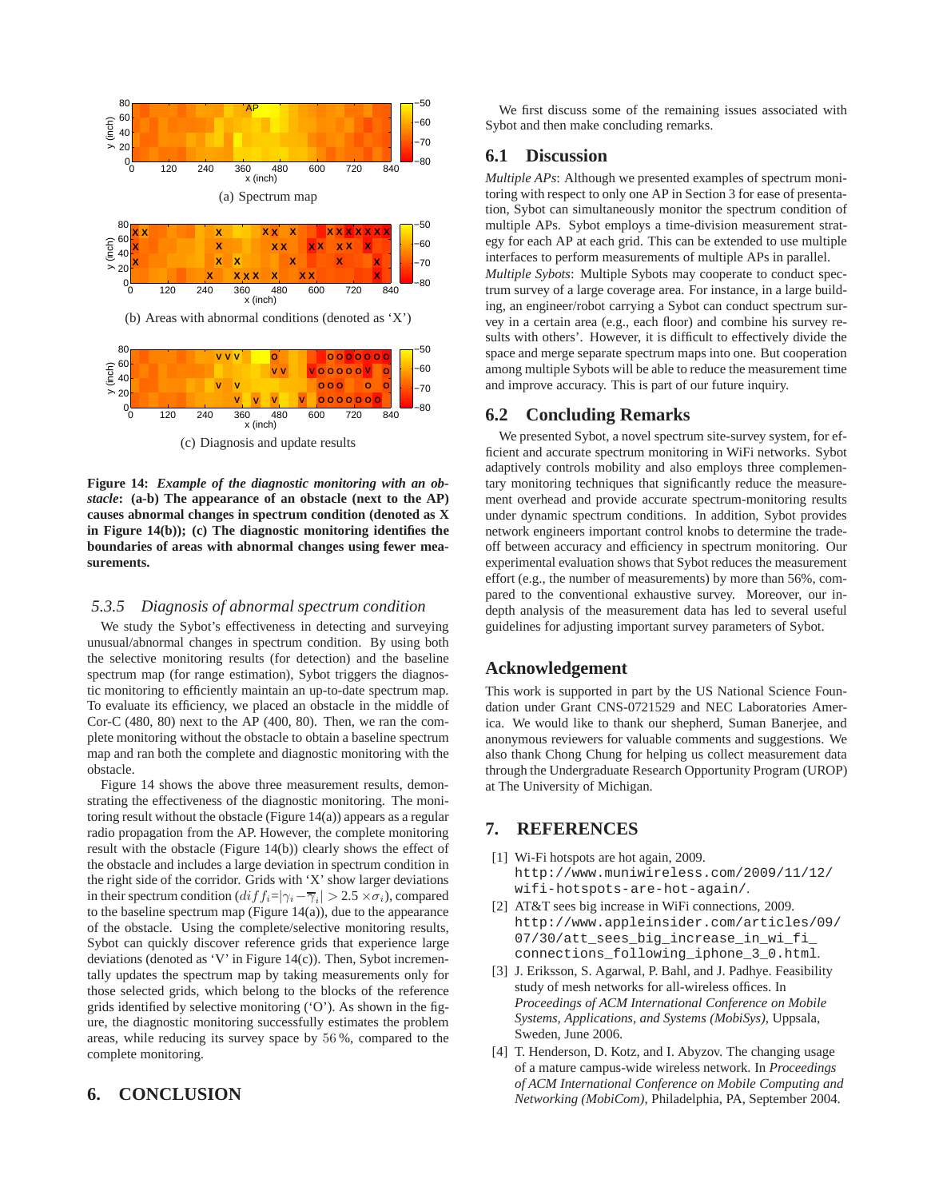80
60
40
20
0
y (inch)
0 120 240 360 480 600 720 840
x (inch)
AP
-50
-60
-70
-80

(a) Spectrum map

80
60
40
20
0
y (inch)
0 120 240 360 480 600 720 840
x (inch)
-50
-60
-70
-80

(b) Areas with abnormal conditions (denoted as 'X')

80
60
40
20
0
y (inch)
0 120 240 360 480 600 720 840
x (inch)
-50
-60
-70
-80

(c) Diagnosis and update results

**Figure 14: *Example of the diagnostic monitoring with an obstacle*: (a-b) The appearance of an obstacle (next to the AP) causes abnormal changes in spectrum condition (denoted as X in Figure 14(b)); (c) The diagnostic monitoring identifies the boundaries of areas with abnormal changes using fewer measurements.**

### 5.3.5 Diagnosis of abnormal spectrum condition

We study the Sybot's effectiveness in detecting and surveying unusual/abnormal changes in spectrum condition. By using both the selective monitoring results (for detection) and the baseline spectrum map (for range estimation), Sybot triggers the diagnostic monitoring to efficiently maintain an up-to-date spectrum map. To evaluate its efficiency, we placed an obstacle in the middle of Cor-C (480, 80) next to the AP (400, 80). Then, we ran the complete monitoring without the obstacle to obtain a baseline spectrum map and ran both the complete and diagnostic monitoring with the obstacle.

Figure 14 shows the above three measurement results, demonstrating the effectiveness of the diagnostic monitoring. The monitoring result without the obstacle (Figure 14(a)) appears as a regular radio propagation from the AP. However, the complete monitoring result with the obstacle (Figure 14(b)) clearly shows the effect of the obstacle and includes a large deviation in spectrum condition in the right side of the corridor. Grids with 'X' show larger deviations in their spectrum condition ($diff_i = |\gamma_i - \overline{\gamma}_i| > 2.5 \times \sigma_i$), compared to the baseline spectrum map (Figure 14(a)), due to the appearance of the obstacle. Using the complete/selective monitoring results, Sybot can quickly discover reference grids that experience large deviations (denoted as 'V' in Figure 14(c)). Then, Sybot incrementally updates the spectrum map by taking measurements only for those selected grids, which belong to the blocks of the reference grids identified by selective monitoring ('O'). As shown in the figure, the diagnostic monitoring successfully estimates the problem areas, while reducing its survey space by 56 %, compared to the complete monitoring.

# 6. CONCLUSION

We first discuss some of the remaining issues associated with Sybot and then make concluding remarks.

## 6.1 Discussion

*Multiple APs*: Although we presented examples of spectrum monitoring with respect to only one AP in Section 3 for ease of presentation, Sybot can simultaneously monitor the spectrum condition of multiple APs. Sybot employs a time-division measurement strategy for each AP at each grid. This can be extended to use multiple interfaces to perform measurements of multiple APs in parallel.

*Multiple Sybots*: Multiple Sybots may cooperate to conduct spectrum survey of a large coverage area. For instance, in a large building, an engineer/robot carrying a Sybot can conduct spectrum survey in a certain area (e.g., each floor) and combine his survey results with others'. However, it is difficult to effectively divide the space and merge separate spectrum maps into one. But cooperation among multiple Sybots will be able to reduce the measurement time and improve accuracy. This is part of our future inquiry.

## 6.2 Concluding Remarks

We presented Sybot, a novel spectrum site-survey system, for efficient and accurate spectrum monitoring in WiFi networks. Sybot adaptively controls mobility and also employs three complementary monitoring techniques that significantly reduce the measurement overhead and provide accurate spectrum-monitoring results under dynamic spectrum conditions. In addition, Sybot provides network engineers important control knobs to determine the tradeoff between accuracy and efficiency in spectrum monitoring. Our experimental evaluation shows that Sybot reduces the measurement effort (e.g., the number of measurements) by more than 56%, compared to the conventional exhaustive survey. Moreover, our in-depth analysis of the measurement data has led to several useful guidelines for adjusting important survey parameters of Sybot.

## Acknowledgement

This work is supported in part by the US National Science Foundation under Grant CNS-0721529 and NEC Laboratories America. We would like to thank our shepherd, Suman Banerjee, and anonymous reviewers for valuable comments and suggestions. We also thank Chong Chung for helping us collect measurement data through the Undergraduate Research Opportunity Program (UROP) at The University of Michigan.

# 7. REFERENCES

[1] Wi-Fi hotspots are hot again, 2009. http://www.muniwireless.com/2009/11/12/wifi-hotspots-are-hot-again/.

[2] AT&T sees big increase in WiFi connections, 2009. http://www.appleinsider.com/articles/09/07/30/att_sees_big_increase_in_wi_fi_connections_following_iphone_3_0.html.

[3] J. Eriksson, S. Agarwal, P. Bahl, and J. Padhye. Feasibility study of mesh networks for all-wireless offices. In *Proceedings of ACM International Conference on Mobile Systems, Applications, and Systems (MobiSys)*, Uppsala, Sweden, June 2006.

[4] T. Henderson, D. Kotz, and I. Abyzov. The changing usage of a mature campus-wide wireless network. In *Proceedings of ACM International Conference on Mobile Computing and Networking (MobiCom)*, Philadelphia, PA, September 2004.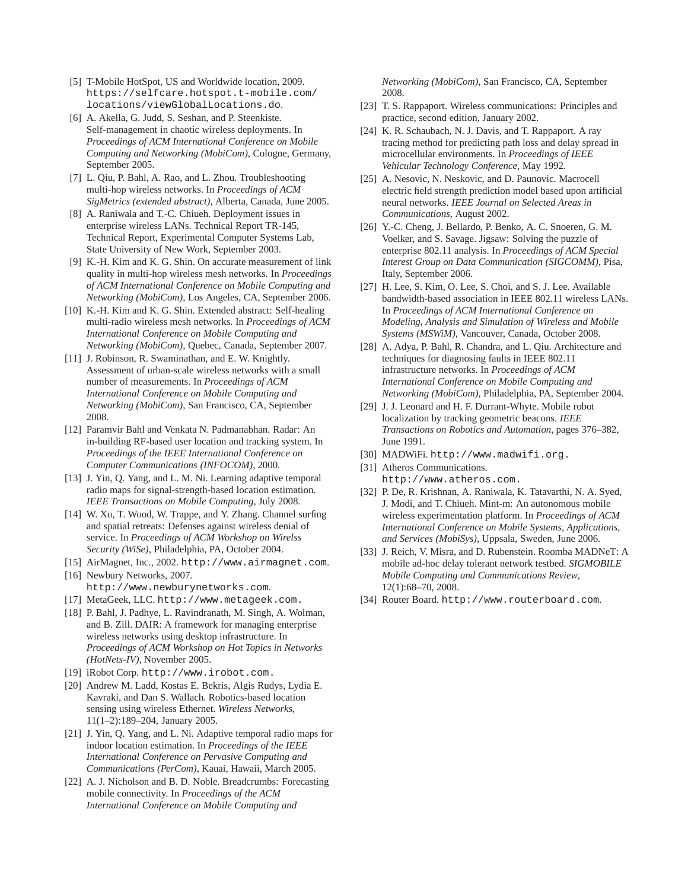[5] T-Mobile HotSpot, US and Worldwide location, 2009. https://selfcare.hotspot.t-mobile.com/locations/viewGlobalLocations.do.

[6] A. Akella, G. Judd, S. Seshan, and P. Steenkiste. Self-management in chaotic wireless deployments. In *Proceedings of ACM International Conference on Mobile Computing and Networking (MobiCom)*, Cologne, Germany, September 2005.

[7] L. Qiu, P. Bahl, A. Rao, and L. Zhou. Troubleshooting multi-hop wireless networks. In *Proceedings of ACM SigMetrics (extended abstract)*, Alberta, Canada, June 2005.

[8] A. Raniwala and T.-C. Chiueh. Deployment issues in enterprise wireless LANs. Technical Report TR-145, Technical Report, Experimental Computer Systems Lab, State University of New Work, September 2003.

[9] K.-H. Kim and K. G. Shin. On accurate measurement of link quality in multi-hop wireless mesh networks. In *Proceedings of ACM International Conference on Mobile Computing and Networking (MobiCom)*, Los Angeles, CA, September 2006.

[10] K.-H. Kim and K. G. Shin. Extended abstract: Self-healing multi-radio wireless mesh networks. In *Proceedings of ACM International Conference on Mobile Computing and Networking (MobiCom)*, Quebec, Canada, September 2007.

[11] J. Robinson, R. Swaminathan, and E. W. Knightly. Assessment of urban-scale wireless networks with a small number of measurements. In *Proceedings of ACM International Conference on Mobile Computing and Networking (MobiCom)*, San Francisco, CA, September 2008.

[12] Paramvir Bahl and Venkata N. Padmanabhan. Radar: An in-building RF-based user location and tracking system. In *Proceedings of the IEEE International Conference on Computer Communications (INFOCOM)*, 2000.

[13] J. Yin, Q. Yang, and L. M. Ni. Learning adaptive temporal radio maps for signal-strength-based location estimation. *IEEE Transactions on Mobile Computing*, July 2008.

[14] W. Xu, T. Wood, W. Trappe, and Y. Zhang. Channel surfing and spatial retreats: Defenses against wireless denial of service. In *Proceedings of ACM Workshop on Wirelss Security (WiSe)*, Philadelphia, PA, October 2004.

[15] AirMagnet, Inc., 2002. http://www.airmagnet.com.

[16] Newbury Networks, 2007. http://www.newburynetworks.com.

[17] MetaGeek, LLC. http://www.metageek.com.

[18] P. Bahl, J. Padhye, L. Ravindranath, M. Singh, A. Wolman, and B. Zill. DAIR: A framework for managing enterprise wireless networks using desktop infrastructure. In *Proceedings of ACM Workshop on Hot Topics in Networks (HotNets-IV)*, November 2005.

[19] iRobot Corp. http://www.irobot.com.

[20] Andrew M. Ladd, Kostas E. Bekris, Algis Rudys, Lydia E. Kavraki, and Dan S. Wallach. Robotics-based location sensing using wireless Ethernet. *Wireless Networks*, 11(1–2):189–204, January 2005.

[21] J. Yin, Q. Yang, and L. Ni. Adaptive temporal radio maps for indoor location estimation. In *Proceedings of the IEEE International Conference on Pervasive Computing and Communications (PerCom)*, Kauai, Hawaii, March 2005.

[22] A. J. Nicholson and B. D. Noble. Breadcrumbs: Forecasting mobile connectivity. In *Proceedings of the ACM International Conference on Mobile Computing and Networking (MobiCom)*, San Francisco, CA, September 2008.

[23] T. S. Rappaport. Wireless communications: Principles and practice, second edition, January 2002.

[24] K. R. Schaubach, N. J. Davis, and T. Rappaport. A ray tracing method for predicting path loss and delay spread in microcellular environments. In *Proceedings of IEEE Vehicular Technology Conference*, May 1992.

[25] A. Nesovic, N. Neskovic, and D. Paunovic. Macrocell electric field strength prediction model based upon artificial neural networks. *IEEE Journal on Selected Areas in Communications*, August 2002.

[26] Y.-C. Cheng, J. Bellardo, P. Benko, A. C. Snoeren, G. M. Voelker, and S. Savage. Jigsaw: Solving the puzzle of enterprise 802.11 analysis. In *Proceedings of ACM Special Interest Group on Data Communication (SIGCOMM)*, Pisa, Italy, September 2006.

[27] H. Lee, S. Kim, O. Lee, S. Choi, and S. J. Lee. Available bandwidth-based association in IEEE 802.11 wireless LANs. In *Proceedings of ACM International Conference on Modeling, Analysis and Simulation of Wireless and Mobile Systems (MSWiM)*, Vancouver, Canada, October 2008.

[28] A. Adya, P. Bahl, R. Chandra, and L. Qiu. Architecture and techniques for diagnosing faults in IEEE 802.11 infrastructure networks. In *Proceedings of ACM International Conference on Mobile Computing and Networking (MobiCom)*, Philadelphia, PA, September 2004.

[29] J. J. Leonard and H. F. Durrant-Whyte. Mobile robot localization by tracking geometric beacons. *IEEE Transactions on Robotics and Automation*, pages 376–382, June 1991.

[30] MADWiFi. http://www.madwifi.org.

[31] Atheros Communications. http://www.atheros.com.

[32] P. De, R. Krishnan, A. Raniwala, K. Tatavarthi, N. A. Syed, J. Modi, and T. Chiueh. Mint-m: An autonomous mobile wireless experimentation platform. In *Proceedings of ACM International Conference on Mobile Systems, Applications, and Services (MobiSys)*, Uppsala, Sweden, June 2006.

[33] J. Reich, V. Misra, and D. Rubenstein. Roomba MADNeT: A mobile ad-hoc delay tolerant network testbed. *SIGMOBILE Mobile Computing and Communications Review*, 12(1):68–70, 2008.

[34] Router Board. http://www.routerboard.com.